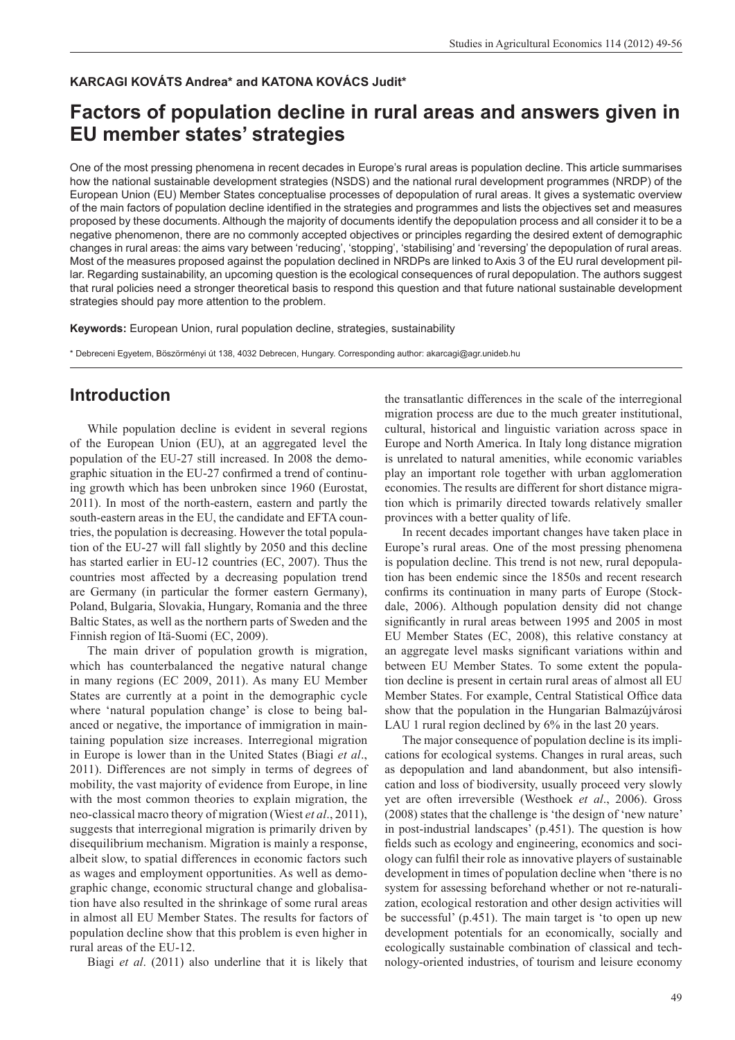**KARCAGI KOVÁTS Andrea* and KATONA KOVÁCS Judit***

# Factors of population decline in rural areas and answers given in EU member states' strategies

One of the most pressing phenomena in recent decades in Europe's rural areas is population decline. This article summarises how the national sustainable development strategies (NSDS) and the national rural development programmes (NRDP) of the European Union (EU) Member States conceptualise processes of depopulation of rural areas. It gives a systematic overview of the main factors of population decline identified in the strategies and programmes and lists the objectives set and measures proposed by these documents. Although the majority of documents identify the depopulation process and all consider it to be a negative phenomenon, there are no commonly accepted objectives or principles regarding the desired extent of demographic changes in rural areas: the aims vary between 'reducing', 'stopping', 'stabilising' and 'reversing' the depopulation of rural areas. Most of the measures proposed against the population declined in NRDPs are linked to Axis 3 of the EU rural development pillar. Regarding sustainability, an upcoming question is the ecological consequences of rural depopulation. The authors suggest that rural policies need a stronger theoretical basis to respond this question and that future national sustainable development strategies should pay more attention to the problem.

**Keywords:** European Union, rural population decline, strategies, sustainability

* Debreceni Egyetem, Böszörményi út 138, 4032 Debrecen, Hungary. Corresponding author: akarcagi@agr.unideb.hu

## Introduction

While population decline is evident in several regions of the European Union (EU), at an aggregated level the population of the EU-27 still increased. In 2008 the demographic situation in the EU-27 confirmed a trend of continuing growth which has been unbroken since 1960 (Eurostat, 2011). In most of the north-eastern, eastern and partly the south-eastern areas in the EU, the candidate and EFTA countries, the population is decreasing. However the total population of the EU-27 will fall slightly by 2050 and this decline has started earlier in EU-12 countries (EC, 2007). Thus the countries most affected by a decreasing population trend are Germany (in particular the former eastern Germany), Poland, Bulgaria, Slovakia, Hungary, Romania and the three Baltic States, as well as the northern parts of Sweden and the Finnish region of Itä-Suomi (EC, 2009).

The main driver of population growth is migration, which has counterbalanced the negative natural change in many regions (EC 2009, 2011). As many EU Member States are currently at a point in the demographic cycle where 'natural population change' is close to being balanced or negative, the importance of immigration in maintaining population size increases. Interregional migration in Europe is lower than in the United States (Biagi *et al*., 2011). Differences are not simply in terms of degrees of mobility, the vast majority of evidence from Europe, in line with the most common theories to explain migration, the neo-classical macro theory of migration (Wiest *et al*., 2011), suggests that interregional migration is primarily driven by disequilibrium mechanism. Migration is mainly a response, albeit slow, to spatial differences in economic factors such as wages and employment opportunities. As well as demographic change, economic structural change and globalisation have also resulted in the shrinkage of some rural areas in almost all EU Member States. The results for factors of population decline show that this problem is even higher in rural areas of the EU-12.

Biagi *et al*. (2011) also underline that it is likely that the transatlantic differences in the scale of the interregional migration process are due to the much greater institutional, cultural, historical and linguistic variation across space in Europe and North America. In Italy long distance migration is unrelated to natural amenities, while economic variables play an important role together with urban agglomeration economies. The results are different for short distance migration which is primarily directed towards relatively smaller provinces with a better quality of life.

In recent decades important changes have taken place in Europe's rural areas. One of the most pressing phenomena is population decline. This trend is not new, rural depopulation has been endemic since the 1850s and recent research confirms its continuation in many parts of Europe (Stockdale, 2006). Although population density did not change significantly in rural areas between 1995 and 2005 in most EU Member States (EC, 2008), this relative constancy at an aggregate level masks significant variations within and between EU Member States. To some extent the population decline is present in certain rural areas of almost all EU Member States. For example, Central Statistical Office data show that the population in the Hungarian Balmazújvárosi LAU 1 rural region declined by 6% in the last 20 years.

The major consequence of population decline is its implications for ecological systems. Changes in rural areas, such as depopulation and land abandonment, but also intensification and loss of biodiversity, usually proceed very slowly yet are often irreversible (Westhoek *et al*., 2006). Gross (2008) states that the challenge is 'the design of 'new nature' in post-industrial landscapes' (p.451). The question is how fields such as ecology and engineering, economics and sociology can fulfil their role as innovative players of sustainable development in times of population decline when 'there is no system for assessing beforehand whether or not re-naturalization, ecological restoration and other design activities will be successful' (p.451). The main target is 'to open up new development potentials for an economically, socially and ecologically sustainable combination of classical and technology-oriented industries, of tourism and leisure economy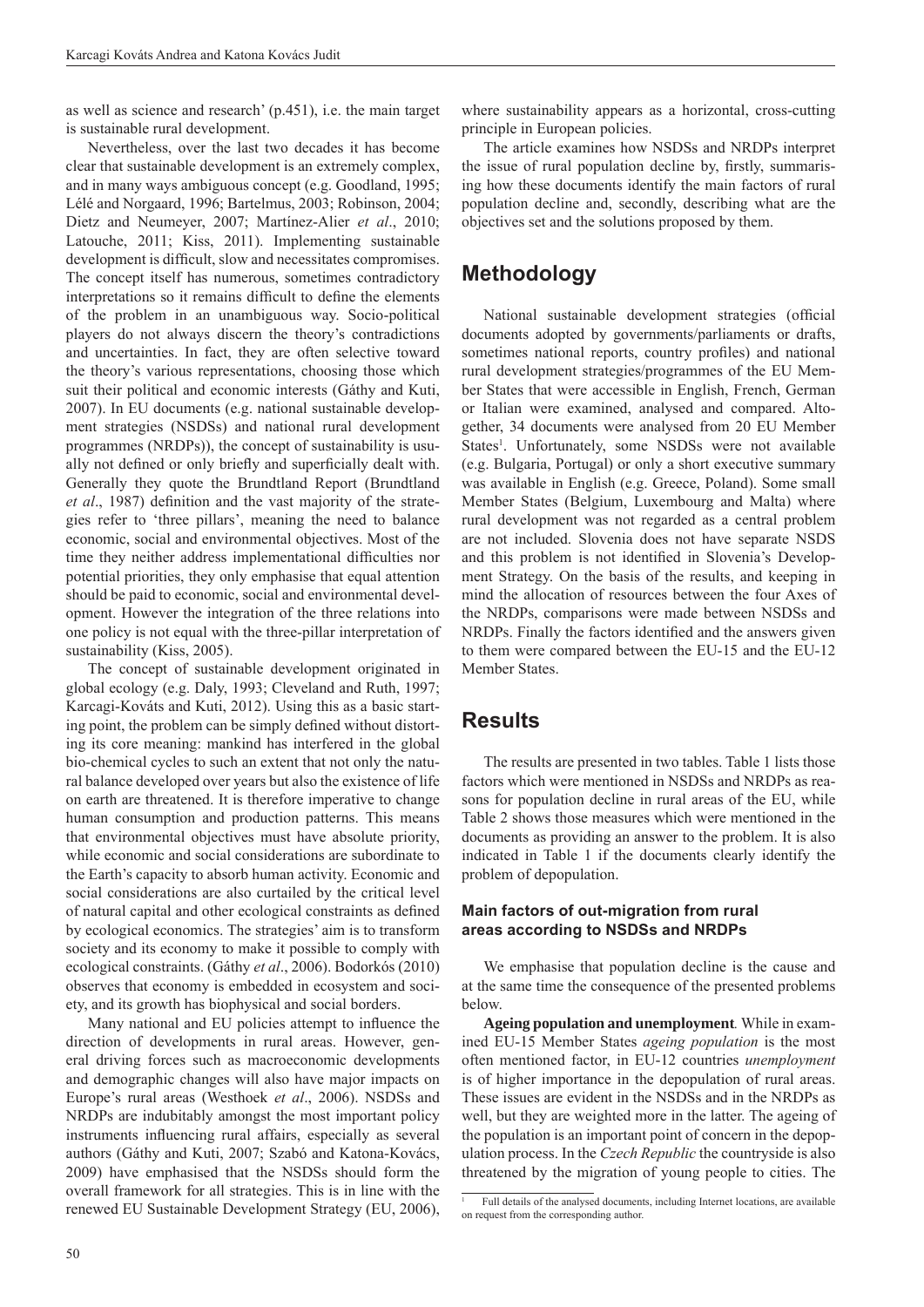as well as science and research' (p.451), i.e. the main target is sustainable rural development.

Nevertheless, over the last two decades it has become clear that sustainable development is an extremely complex, and in many ways ambiguous concept (e.g. Goodland, 1995; Lélé and Norgaard, 1996; Bartelmus, 2003; Robinson, 2004; Dietz and Neumeyer, 2007; Martínez-Alier *et al*., 2010; Latouche, 2011; Kiss, 2011). Implementing sustainable development is difficult, slow and necessitates compromises. The concept itself has numerous, sometimes contradictory interpretations so it remains difficult to define the elements of the problem in an unambiguous way. Socio-political players do not always discern the theory's contradictions and uncertainties. In fact, they are often selective toward the theory's various representations, choosing those which suit their political and economic interests (Gáthy and Kuti, 2007). In EU documents (e.g. national sustainable development strategies (NSDSs) and national rural development programmes (NRDPs)), the concept of sustainability is usually not defined or only briefly and superficially dealt with. Generally they quote the Brundtland Report (Brundtland *et al*., 1987) definition and the vast majority of the strategies refer to 'three pillars', meaning the need to balance economic, social and environmental objectives. Most of the time they neither address implementational difficulties nor potential priorities, they only emphasise that equal attention should be paid to economic, social and environmental development. However the integration of the three relations into one policy is not equal with the three-pillar interpretation of sustainability (Kiss, 2005).

The concept of sustainable development originated in global ecology (e.g. Daly, 1993; Cleveland and Ruth, 1997; Karcagi-Kováts and Kuti, 2012). Using this as a basic starting point, the problem can be simply defined without distorting its core meaning: mankind has interfered in the global bio-chemical cycles to such an extent that not only the natural balance developed over years but also the existence of life on earth are threatened. It is therefore imperative to change human consumption and production patterns. This means that environmental objectives must have absolute priority, while economic and social considerations are subordinate to the Earth's capacity to absorb human activity. Economic and social considerations are also curtailed by the critical level of natural capital and other ecological constraints as defined by ecological economics. The strategies' aim is to transform society and its economy to make it possible to comply with ecological constraints. (Gáthy *et al*., 2006). Bodorkós (2010) observes that economy is embedded in ecosystem and society, and its growth has biophysical and social borders.

Many national and EU policies attempt to influence the direction of developments in rural areas. However, general driving forces such as macroeconomic developments and demographic changes will also have major impacts on Europe's rural areas (Westhoek *et al*., 2006). NSDSs and NRDPs are indubitably amongst the most important policy instruments influencing rural affairs, especially as several authors (Gáthy and Kuti, 2007; Szabó and Katona-Kovács, 2009) have emphasised that the NSDSs should form the overall framework for all strategies. This is in line with the renewed EU Sustainable Development Strategy (EU, 2006), where sustainability appears as a horizontal, cross-cutting principle in European policies.

The article examines how NSDSs and NRDPs interpret the issue of rural population decline by, firstly, summarising how these documents identify the main factors of rural population decline and, secondly, describing what are the objectives set and the solutions proposed by them.

## Methodology

National sustainable development strategies (official documents adopted by governments/parliaments or drafts, sometimes national reports, country profiles) and national rural development strategies/programmes of the EU Member States that were accessible in English, French, German or Italian were examined, analysed and compared. Altogether, 34 documents were analysed from 20 EU Member States[1]. Unfortunately, some NSDSs were not available (e.g. Bulgaria, Portugal) or only a short executive summary was available in English (e.g. Greece, Poland). Some small Member States (Belgium, Luxembourg and Malta) where rural development was not regarded as a central problem are not included. Slovenia does not have separate NSDS and this problem is not identified in Slovenia's Development Strategy. On the basis of the results, and keeping in mind the allocation of resources between the four Axes of the NRDPs, comparisons were made between NSDSs and NRDPs. Finally the factors identified and the answers given to them were compared between the EU-15 and the EU-12 Member States.

## Results

The results are presented in two tables. Table 1 lists those factors which were mentioned in NSDSs and NRDPs as reasons for population decline in rural areas of the EU, while Table 2 shows those measures which were mentioned in the documents as providing an answer to the problem. It is also indicated in Table 1 if the documents clearly identify the problem of depopulation.

### Main factors of out-migration from rural areas according to NSDSs and NRDPs

We emphasise that population decline is the cause and at the same time the consequence of the presented problems below.

**Ageing population and unemployment***.* While in examined EU-15 Member States *ageing population* is the most often mentioned factor, in EU-12 countries *unemployment* is of higher importance in the depopulation of rural areas. These issues are evident in the NSDSs and in the NRDPs as well, but they are weighted more in the latter. The ageing of the population is an important point of concern in the depopulation process. In the *Czech Republic* the countryside is also threatened by the migration of young people to cities. The

[1] Full details of the analysed documents, including Internet locations, are available on request from the corresponding author.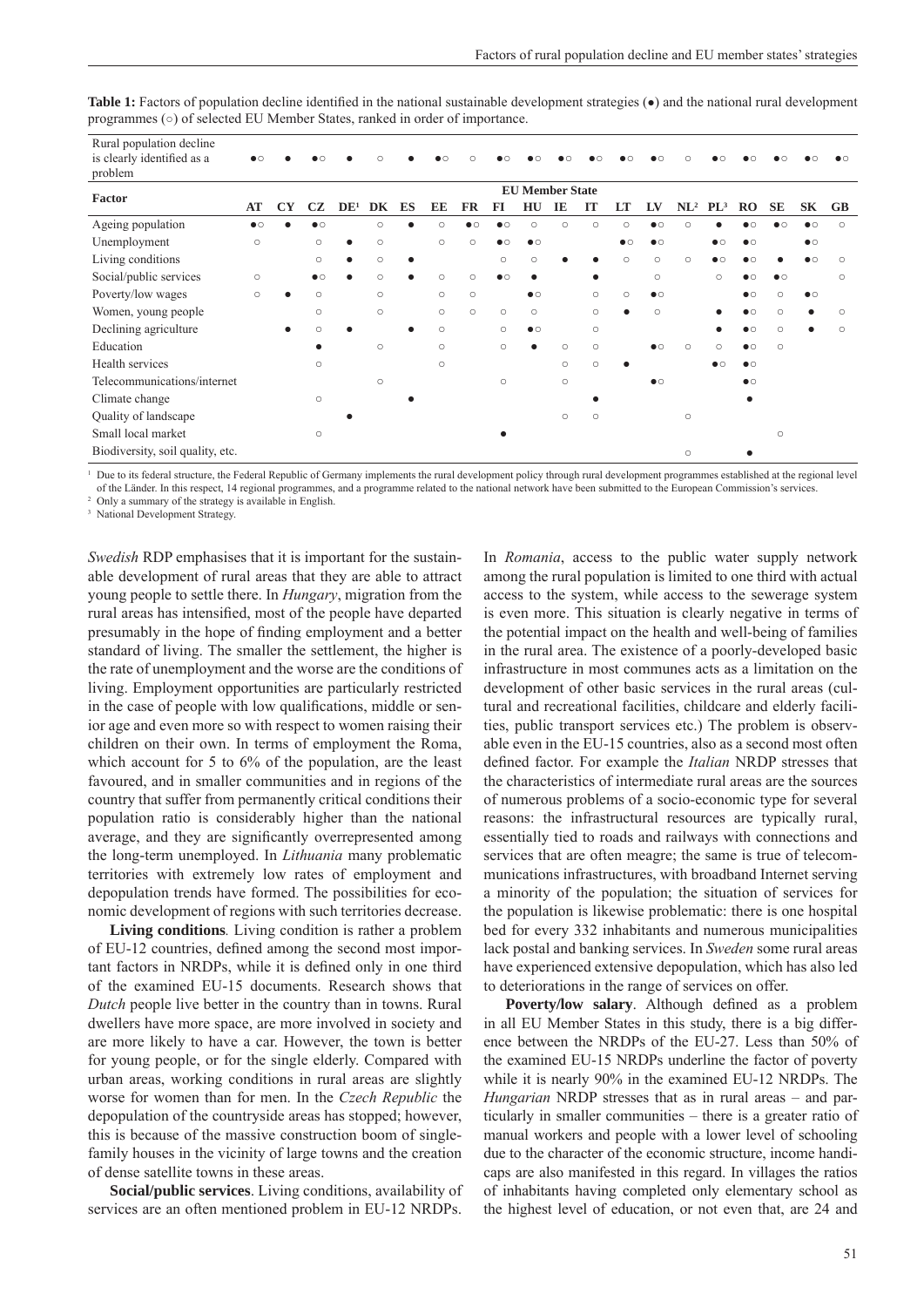**Table 1:** Factors of population decline identified in the national sustainable development strategies (●) and the national rural development programmes (○) of selected EU Member States, ranked in order of importance.

| Rural population decline is clearly identified as a problem | ●○ | ● | ●○ | ● | ○ | ● | ●○ | ○ | ●○ | ●○ | ●○ | ●○ | ●○ | ●○ | ○ | ●○ | ●○ | ●○ | ●○ | ●○ |
|---|---|---|---|---|---|---|---|---|---|---|---|---|---|---|---|---|---|---|---|---|
| **Factor** | **EU Member State** | | | | | | | | | | | | | | | | | | | |
| | **AT** | **CY** | **CZ** | **DE**[1] | **DK** | **ES** | **EE** | **FR** | **FI** | **HU** | **IE** | **IT** | **LT** | **LV** | **NL**[2] | **PL**[3] | **RO** | **SE** | **SK** | **GB** |
| Ageing population | ●○ | ● | ●○ | | ○ | ● | ○ | ●○ | ●○ | ○ | ○ | ○ | ○ | ●○ | ○ | ● | ●○ | ●○ | ●○ | ○ |
| Unemployment | ○ | | ○ | ● | ○ | | ○ | ○ | ●○ | ●○ | | | ●○ | ●○ | | ●○ | ●○ | | ●○ | |
| Living conditions | | | ○ | ● | ○ | ● | | | ○ | ○ | ● | ● | ○ | ○ | ○ | ●○ | ●○ | ● | ●○ | ○ |
| Social/public services | ○ | | ●○ | ● | ○ | ● | ○ | ○ | ●○ | ● | | ● | | ○ | | ○ | ●○ | ●○ | | ○ |
| Poverty/low wages | ○ | ● | ○ | | ○ | | ○ | ○ | | ●○ | | ○ | ○ | ●○ | | | ●○ | ○ | ●○ | |
| Women, young people | | | ○ | | ○ | | ○ | ○ | ○ | ○ | | ○ | ● | ○ | | ● | ●○ | ○ | ● | ○ |
| Declining agriculture | | ● | ○ | ● | | ● | ○ | | ○ | ●○ | | ○ | | | | ● | ●○ | ○ | ● | ○ |
| Education | | | ● | | ○ | | ○ | | ○ | ● | ○ | ○ | | ●○ | ○ | ○ | ●○ | ○ | | |
| Health services | | | ○ | | | | ○ | | | | ○ | ○ | ● | | | ●○ | ●○ | | | |
| Telecommunications/internet | | | | | ○ | | | | ○ | | ○ | | | ●○ | | | ●○ | | | |
| Climate change | | | ○ | | | ● | | | | | | ● | | | | | ● | | | |
| Quality of landscape | | | | ● | | | | | | | ○ | ○ | | | ○ | | | | | |
| Small local market | | | ○ | | | | | | ● | | | | | | | | | ○ | | |
| Biodiversity, soil quality, etc. | | | | | | | | | | | | | | | ○ | | ● | | | |

[1] Due to its federal structure, the Federal Republic of Germany implements the rural development policy through rural development programmes established at the regional level of the Länder. In this respect, 14 regional programmes, and a programme related to the national network have been submitted to the European Commission's services.
[2] Only a summary of the strategy is available in English.
[3] National Development Strategy.

*Swedish* RDP emphasises that it is important for the sustainable development of rural areas that they are able to attract young people to settle there. In *Hungary*, migration from the rural areas has intensified, most of the people have departed presumably in the hope of finding employment and a better standard of living. The smaller the settlement, the higher is the rate of unemployment and the worse are the conditions of living. Employment opportunities are particularly restricted in the case of people with low qualifications, middle or senior age and even more so with respect to women raising their children on their own. In terms of employment the Roma, which account for 5 to 6% of the population, are the least favoured, and in smaller communities and in regions of the country that suffer from permanently critical conditions their population ratio is considerably higher than the national average, and they are significantly overrepresented among the long-term unemployed. In *Lithuania* many problematic territories with extremely low rates of employment and depopulation trends have formed. The possibilities for economic development of regions with such territories decrease.

**Living conditions**. Living condition is rather a problem of EU-12 countries, defined among the second most important factors in NRDPs, while it is defined only in one third of the examined EU-15 documents. Research shows that *Dutch* people live better in the country than in towns. Rural dwellers have more space, are more involved in society and are more likely to have a car. However, the town is better for young people, or for the single elderly. Compared with urban areas, working conditions in rural areas are slightly worse for women than for men. In the *Czech Republic* the depopulation of the countryside areas has stopped; however, this is because of the massive construction boom of single-family houses in the vicinity of large towns and the creation of dense satellite towns in these areas.

**Social/public services**. Living conditions, availability of services are an often mentioned problem in EU-12 NRDPs. In *Romania*, access to the public water supply network among the rural population is limited to one third with actual access to the system, while access to the sewerage system is even more. This situation is clearly negative in terms of the potential impact on the health and well-being of families in the rural area. The existence of a poorly-developed basic infrastructure in most communes acts as a limitation on the development of other basic services in the rural areas (cultural and recreational facilities, childcare and elderly facilities, public transport services etc.) The problem is observable even in the EU-15 countries, also as a second most often defined factor. For example the *Italian* NRDP stresses that the characteristics of intermediate rural areas are the sources of numerous problems of a socio-economic type for several reasons: the infrastructural resources are typically rural, essentially tied to roads and railways with connections and services that are often meagre; the same is true of telecommunications infrastructures, with broadband Internet serving a minority of the population; the situation of services for the population is likewise problematic: there is one hospital bed for every 332 inhabitants and numerous municipalities lack postal and banking services. In *Sweden* some rural areas have experienced extensive depopulation, which has also led to deteriorations in the range of services on offer.

**Poverty/low salary**. Although defined as a problem in all EU Member States in this study, there is a big difference between the NRDPs of the EU-27. Less than 50% of the examined EU-15 NRDPs underline the factor of poverty while it is nearly 90% in the examined EU-12 NRDPs. The *Hungarian* NRDP stresses that as in rural areas – and particularly in smaller communities – there is a greater ratio of manual workers and people with a lower level of schooling due to the character of the economic structure, income handicaps are also manifested in this regard. In villages the ratios of inhabitants having completed only elementary school as the highest level of education, or not even that, are 24 and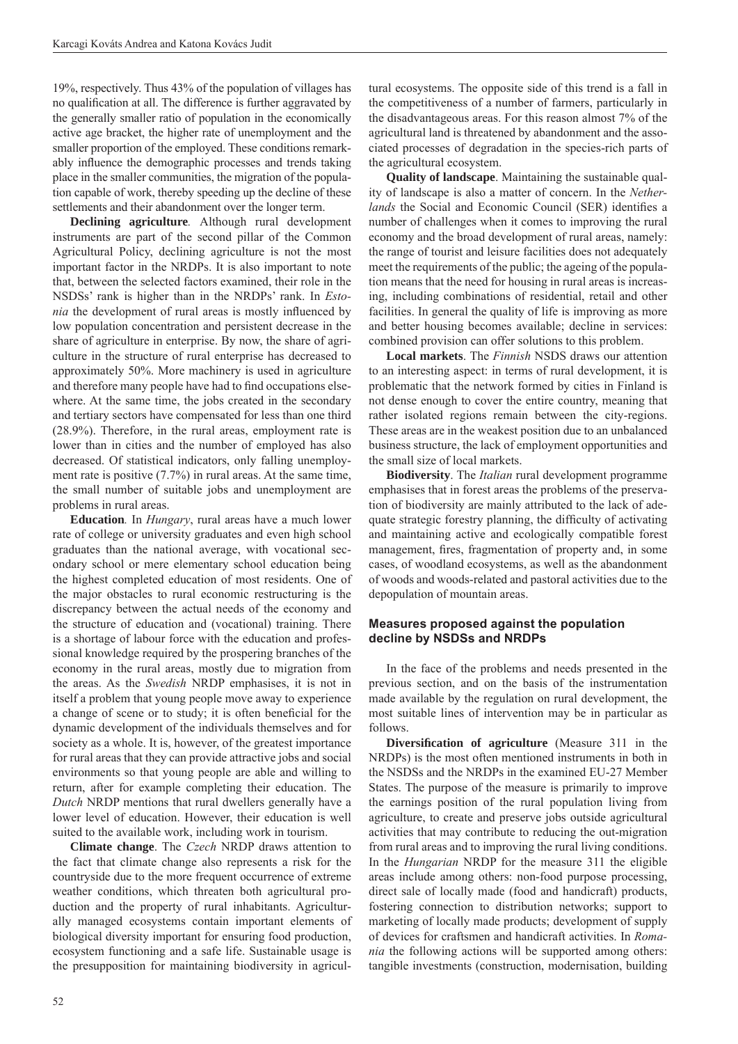19%, respectively. Thus 43% of the population of villages has no qualification at all. The difference is further aggravated by the generally smaller ratio of population in the economically active age bracket, the higher rate of unemployment and the smaller proportion of the employed. These conditions remarkably influence the demographic processes and trends taking place in the smaller communities, the migration of the population capable of work, thereby speeding up the decline of these settlements and their abandonment over the longer term.

**Declining agriculture***.* Although rural development instruments are part of the second pillar of the Common Agricultural Policy, declining agriculture is not the most important factor in the NRDPs. It is also important to note that, between the selected factors examined, their role in the NSDSs' rank is higher than in the NRDPs' rank. In *Estonia* the development of rural areas is mostly influenced by low population concentration and persistent decrease in the share of agriculture in enterprise. By now, the share of agriculture in the structure of rural enterprise has decreased to approximately 50%. More machinery is used in agriculture and therefore many people have had to find occupations elsewhere. At the same time, the jobs created in the secondary and tertiary sectors have compensated for less than one third (28.9%). Therefore, in the rural areas, employment rate is lower than in cities and the number of employed has also decreased. Of statistical indicators, only falling unemployment rate is positive (7.7%) in rural areas. At the same time, the small number of suitable jobs and unemployment are problems in rural areas.

**Education***.* In *Hungary*, rural areas have a much lower rate of college or university graduates and even high school graduates than the national average, with vocational secondary school or mere elementary school education being the highest completed education of most residents. One of the major obstacles to rural economic restructuring is the discrepancy between the actual needs of the economy and the structure of education and (vocational) training. There is a shortage of labour force with the education and professional knowledge required by the prospering branches of the economy in the rural areas, mostly due to migration from the areas. As the *Swedish* NRDP emphasises, it is not in itself a problem that young people move away to experience a change of scene or to study; it is often beneficial for the dynamic development of the individuals themselves and for society as a whole. It is, however, of the greatest importance for rural areas that they can provide attractive jobs and social environments so that young people are able and willing to return, after for example completing their education. The *Dutch* NRDP mentions that rural dwellers generally have a lower level of education. However, their education is well suited to the available work, including work in tourism.

**Climate change**. The *Czech* NRDP draws attention to the fact that climate change also represents a risk for the countryside due to the more frequent occurrence of extreme weather conditions, which threaten both agricultural production and the property of rural inhabitants. Agriculturally managed ecosystems contain important elements of biological diversity important for ensuring food production, ecosystem functioning and a safe life. Sustainable usage is the presupposition for maintaining biodiversity in agricultural ecosystems. The opposite side of this trend is a fall in the competitiveness of a number of farmers, particularly in the disadvantageous areas. For this reason almost 7% of the agricultural land is threatened by abandonment and the associated processes of degradation in the species-rich parts of the agricultural ecosystem.

**Quality of landscape**. Maintaining the sustainable quality of landscape is also a matter of concern. In the *Netherlands* the Social and Economic Council (SER) identifies a number of challenges when it comes to improving the rural economy and the broad development of rural areas, namely: the range of tourist and leisure facilities does not adequately meet the requirements of the public; the ageing of the population means that the need for housing in rural areas is increasing, including combinations of residential, retail and other facilities. In general the quality of life is improving as more and better housing becomes available; decline in services: combined provision can offer solutions to this problem.

**Local markets**. The *Finnish* NSDS draws our attention to an interesting aspect: in terms of rural development, it is problematic that the network formed by cities in Finland is not dense enough to cover the entire country, meaning that rather isolated regions remain between the city-regions. These areas are in the weakest position due to an unbalanced business structure, the lack of employment opportunities and the small size of local markets.

**Biodiversity**. The *Italian* rural development programme emphasises that in forest areas the problems of the preservation of biodiversity are mainly attributed to the lack of adequate strategic forestry planning, the difficulty of activating and maintaining active and ecologically compatible forest management, fires, fragmentation of property and, in some cases, of woodland ecosystems, as well as the abandonment of woods and woods-related and pastoral activities due to the depopulation of mountain areas.

## Measures proposed against the population decline by NSDSs and NRDPs

In the face of the problems and needs presented in the previous section, and on the basis of the instrumentation made available by the regulation on rural development, the most suitable lines of intervention may be in particular as follows.

**Diversification of agriculture** (Measure 311 in the NRDPs) is the most often mentioned instruments in both in the NSDSs and the NRDPs in the examined EU-27 Member States. The purpose of the measure is primarily to improve the earnings position of the rural population living from agriculture, to create and preserve jobs outside agricultural activities that may contribute to reducing the out-migration from rural areas and to improving the rural living conditions. In the *Hungarian* NRDP for the measure 311 the eligible areas include among others: non-food purpose processing, direct sale of locally made (food and handicraft) products, fostering connection to distribution networks; support to marketing of locally made products; development of supply of devices for craftsmen and handicraft activities. In *Romania* the following actions will be supported among others: tangible investments (construction, modernisation, building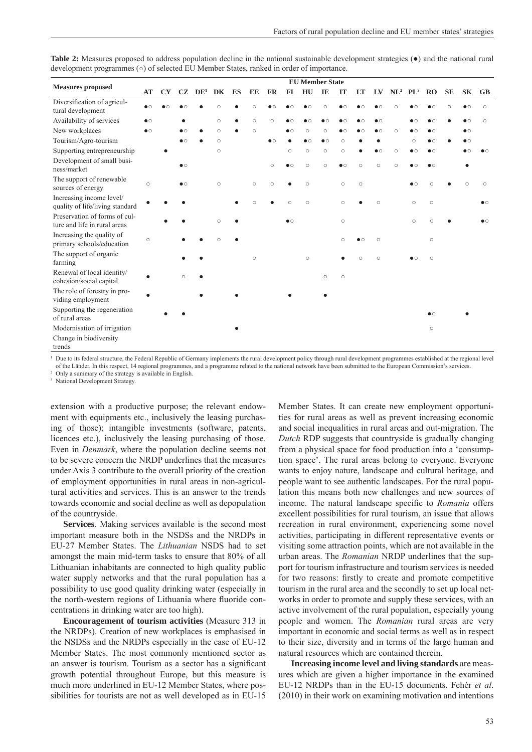**Table 2:** Measures proposed to address population decline in the national sustainable development strategies (●) and the national rural development programmes (○) of selected EU Member States, ranked in order of importance.

| Measures proposed | EU Member State | | | | | | | | | | | | | | | | | | | |
|---|---|---|---|---|---|---|---|---|---|---|---|---|---|---|---|---|---|---|---|---|
| | AT | CY | CZ | DE[1] | DK | ES | EE | FR | FI | HU | IE | IT | LT | LV | NL[2] | PL[3] | RO | SE | SK | GB |
| Diversification of agricultural development | ●○ | ●○ | ●○ | ● | ○ | ● | ○ | ●○ | ●○ | ●○ | ○ | ●○ | ●○ | ●○ | ○ | ●○ | ●○ | ○ | ●○ | ○ |
| Availability of services | ●○ | | ● | | ○ | ● | ○ | ○ | ●○ | ●○ | ●○ | ●○ | ●○ | ●○ | | ●○ | ●○ | ● | ●○ | ○ |
| New workplaces | ●○ | | ●○ | ● | ○ | ● | ○ | | ●○ | ○ | ○ | ●○ | ●○ | ●○ | ○ | ●○ | ●○ | | ●○ | |
| Tourism/Agro-tourism | | | ●○ | ● | ○ | | | ●○ | ● | ●○ | ●○ | ○ | ● | ● | | ○ | ●○ | ● | ●○ | |
| Supporting entrepreneurship | | ● | | | ○ | | | | ○ | ○ | ○ | ○ | ● | ●○ | ○ | ●○ | ●○ | | ●○ | ●○ |
| Development of small business/market | | | ●○ | | | | | ○ | ●○ | ○ | ○ | ●○ | ○ | ○ | ○ | ●○ | ●○ | | ● | |
| The support of renewable sources of energy | ○ | | ●○ | | ○ | | ○ | ○ | ● | ○ | | ○ | ○ | | | ●○ | ○ | ● | ○ | ○ |
| Increasing income level/ quality of life/living standard | ● | ● | ● | | | ● | ○ | ● | ○ | ○ | | ○ | ● | ○ | | ○ | ○ | | | ●○ |
| Preservation of forms of culture and life in rural areas | | ● | ● | | ○ | ● | | | ●○ | | | ○ | | | | ○ | ○ | ● | | ●○ |
| Increasing the quality of primary schools/education | ○ | | ● | ● | ○ | ● | | | | | | ○ | ●○ | ○ | | | ○ | | | |
| The support of organic farming | | | ● | ● | | | ○ | | | ○ | | ● | ○ | ○ | | ●○ | ○ | | | |
| Renewal of local identity/ cohesion/social capital | ● | | ○ | ● | | | | | | | ○ | ○ | | | | | | | | |
| The role of forestry in providing employment | ● | | | ● | | ● | | | ● | | ● | | | | | | | | | |
| Supporting the regeneration of rural areas | | ● | ● | | | | | | | | | | | | | | ●○ | | ● | |
| Modernisation of irrigation | | | | | | ● | | | | | | | | | | | ○ | | | |
| Change in biodiversity trends | | | | | | | | | | | | | | | | | | | | |

[1] Due to its federal structure, the Federal Republic of Germany implements the rural development policy through rural development programmes established at the regional level of the Länder. In this respect, 14 regional programmes, and a programme related to the national network have been submitted to the European Commission's services.
[2] Only a summary of the strategy is available in English.
[3] National Development Strategy.

extension with a productive purpose; the relevant endowment with equipments etc., inclusively the leasing purchasing of those); intangible investments (software, patents, licences etc.), inclusively the leasing purchasing of those. Even in *Denmark*, where the population decline seems not to be severe concern the NRDP underlines that the measures under Axis 3 contribute to the overall priority of the creation of employment opportunities in rural areas in non-agricultural activities and services. This is an answer to the trends towards economic and social decline as well as depopulation of the countryside.

**Services**. Making services available is the second most important measure both in the NSDSs and the NRDPs in EU-27 Member States. The *Lithuanian* NSDS had to set amongst the main mid-term tasks to ensure that 80% of all Lithuanian inhabitants are connected to high quality public water supply networks and that the rural population has a possibility to use good quality drinking water (especially in the north-western regions of Lithuania where fluoride concentrations in drinking water are too high).

**Encouragement of tourism activities** (Measure 313 in the NRDPs). Creation of new workplaces is emphasised in the NSDSs and the NRDPs especially in the case of EU-12 Member States. The most commonly mentioned sector as an answer is tourism. Tourism as a sector has a significant growth potential throughout Europe, but this measure is much more underlined in EU-12 Member States, where possibilities for tourists are not as well developed as in EU-15 Member States. It can create new employment opportunities for rural areas as well as prevent increasing economic and social inequalities in rural areas and out-migration. The *Dutch* RDP suggests that countryside is gradually changing from a physical space for food production into a 'consumption space'. The rural areas belong to everyone. Everyone wants to enjoy nature, landscape and cultural heritage, and people want to see authentic landscapes. For the rural population this means both new challenges and new sources of income. The natural landscape specific to *Romania* offers excellent possibilities for rural tourism, an issue that allows recreation in rural environment, experiencing some novel activities, participating in different representative events or visiting some attraction points, which are not available in the urban areas. The *Romanian* NRDP underlines that the support for tourism infrastructure and tourism services is needed for two reasons: firstly to create and promote competitive tourism in the rural area and the secondly to set up local networks in order to promote and supply these services, with an active involvement of the rural population, especially young people and women. The *Romanian* rural areas are very important in economic and social terms as well as in respect to their size, diversity and in terms of the large human and natural resources which are contained therein.

**Increasing income level and living standards** are measures which are given a higher importance in the examined EU-12 NRDPs than in the EU-15 documents. Fehér *et al*. (2010) in their work on examining motivation and intentions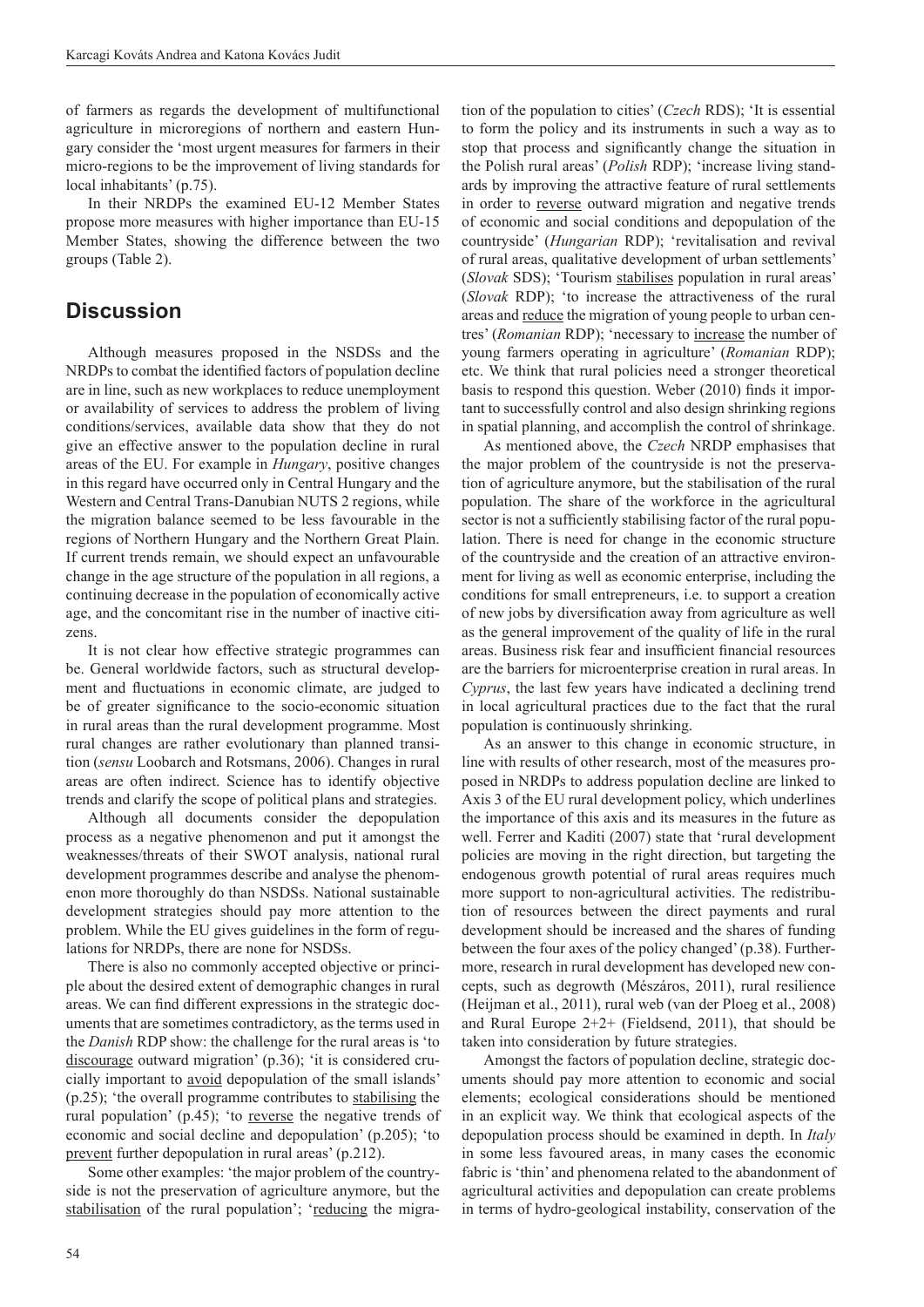of farmers as regards the development of multifunctional agriculture in microregions of northern and eastern Hungary consider the 'most urgent measures for farmers in their micro-regions to be the improvement of living standards for local inhabitants' (p.75).

In their NRDPs the examined EU-12 Member States propose more measures with higher importance than EU-15 Member States, showing the difference between the two groups (Table 2).

## Discussion

Although measures proposed in the NSDSs and the NRDPs to combat the identified factors of population decline are in line, such as new workplaces to reduce unemployment or availability of services to address the problem of living conditions/services, available data show that they do not give an effective answer to the population decline in rural areas of the EU. For example in *Hungary*, positive changes in this regard have occurred only in Central Hungary and the Western and Central Trans-Danubian NUTS 2 regions, while the migration balance seemed to be less favourable in the regions of Northern Hungary and the Northern Great Plain. If current trends remain, we should expect an unfavourable change in the age structure of the population in all regions, a continuing decrease in the population of economically active age, and the concomitant rise in the number of inactive citizens.

It is not clear how effective strategic programmes can be. General worldwide factors, such as structural development and fluctuations in economic climate, are judged to be of greater significance to the socio-economic situation in rural areas than the rural development programme. Most rural changes are rather evolutionary than planned transition (*sensu* Loobarch and Rotsmans, 2006). Changes in rural areas are often indirect. Science has to identify objective trends and clarify the scope of political plans and strategies.

Although all documents consider the depopulation process as a negative phenomenon and put it amongst the weaknesses/threats of their SWOT analysis, national rural development programmes describe and analyse the phenomenon more thoroughly do than NSDSs. National sustainable development strategies should pay more attention to the problem. While the EU gives guidelines in the form of regulations for NRDPs, there are none for NSDSs.

There is also no commonly accepted objective or principle about the desired extent of demographic changes in rural areas. We can find different expressions in the strategic documents that are sometimes contradictory, as the terms used in the *Danish* RDP show: the challenge for the rural areas is 'to discourage outward migration' (p.36); 'it is considered crucially important to avoid depopulation of the small islands' (p.25); 'the overall programme contributes to stabilising the rural population' (p.45); 'to reverse the negative trends of economic and social decline and depopulation' (p.205); 'to prevent further depopulation in rural areas' (p.212).

Some other examples: 'the major problem of the countryside is not the preservation of agriculture anymore, but the stabilisation of the rural population'; 'reducing the migration of the population to cities' (*Czech* RDS); 'It is essential to form the policy and its instruments in such a way as to stop that process and significantly change the situation in the Polish rural areas' (*Polish* RDP); 'increase living standards by improving the attractive feature of rural settlements in order to reverse outward migration and negative trends of economic and social conditions and depopulation of the countryside' (*Hungarian* RDP); 'revitalisation and revival of rural areas, qualitative development of urban settlements' (*Slovak* SDS); 'Tourism stabilises population in rural areas' (*Slovak* RDP); 'to increase the attractiveness of the rural areas and reduce the migration of young people to urban centres' (*Romanian* RDP); 'necessary to increase the number of young farmers operating in agriculture' (*Romanian* RDP); etc. We think that rural policies need a stronger theoretical basis to respond this question. Weber (2010) finds it important to successfully control and also design shrinking regions in spatial planning, and accomplish the control of shrinkage.

As mentioned above, the *Czech* NRDP emphasises that the major problem of the countryside is not the preservation of agriculture anymore, but the stabilisation of the rural population. The share of the workforce in the agricultural sector is not a sufficiently stabilising factor of the rural population. There is need for change in the economic structure of the countryside and the creation of an attractive environment for living as well as economic enterprise, including the conditions for small entrepreneurs, i.e. to support a creation of new jobs by diversification away from agriculture as well as the general improvement of the quality of life in the rural areas. Business risk fear and insufficient financial resources are the barriers for microenterprise creation in rural areas. In *Cyprus*, the last few years have indicated a declining trend in local agricultural practices due to the fact that the rural population is continuously shrinking.

As an answer to this change in economic structure, in line with results of other research, most of the measures proposed in NRDPs to address population decline are linked to Axis 3 of the EU rural development policy, which underlines the importance of this axis and its measures in the future as well. Ferrer and Kaditi (2007) state that 'rural development policies are moving in the right direction, but targeting the endogenous growth potential of rural areas requires much more support to non-agricultural activities. The redistribution of resources between the direct payments and rural development should be increased and the shares of funding between the four axes of the policy changed' (p.38). Furthermore, research in rural development has developed new concepts, such as degrowth (Mészáros, 2011), rural resilience (Heijman et al., 2011), rural web (van der Ploeg et al., 2008) and Rural Europe 2+2+ (Fieldsend, 2011), that should be taken into consideration by future strategies.

Amongst the factors of population decline, strategic documents should pay more attention to economic and social elements; ecological considerations should be mentioned in an explicit way. We think that ecological aspects of the depopulation process should be examined in depth. In *Italy* in some less favoured areas, in many cases the economic fabric is 'thin' and phenomena related to the abandonment of agricultural activities and depopulation can create problems in terms of hydro-geological instability, conservation of the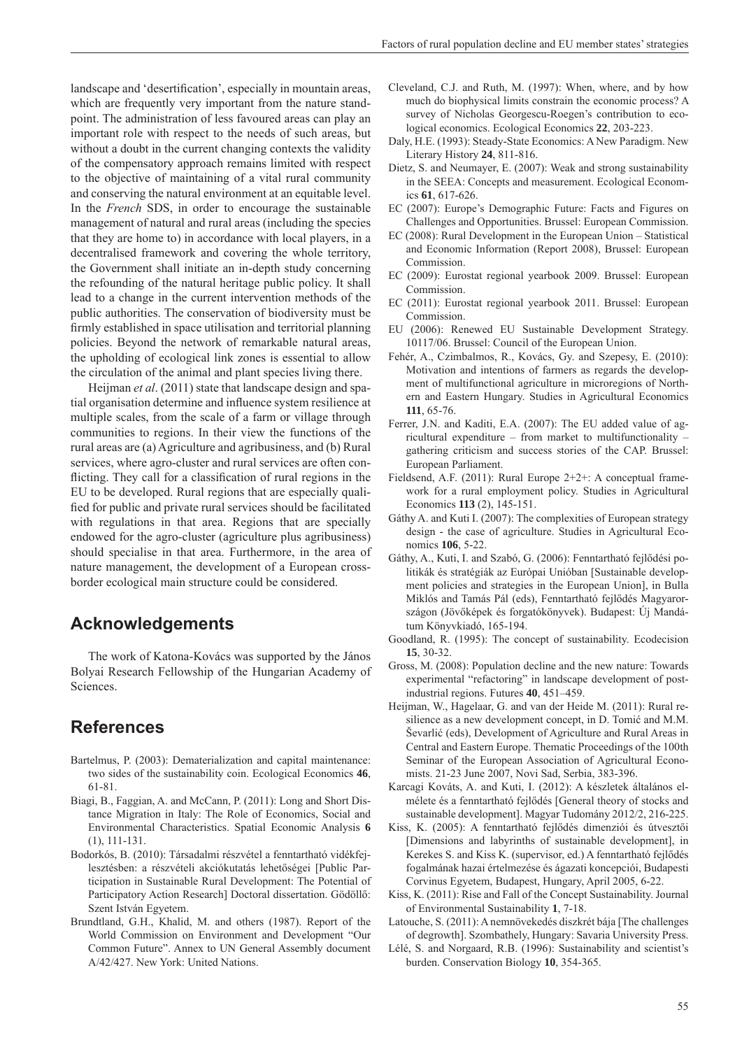landscape and 'desertification', especially in mountain areas, which are frequently very important from the nature standpoint. The administration of less favoured areas can play an important role with respect to the needs of such areas, but without a doubt in the current changing contexts the validity of the compensatory approach remains limited with respect to the objective of maintaining of a vital rural community and conserving the natural environment at an equitable level. In the *French* SDS, in order to encourage the sustainable management of natural and rural areas (including the species that they are home to) in accordance with local players, in a decentralised framework and covering the whole territory, the Government shall initiate an in-depth study concerning the refounding of the natural heritage public policy. It shall lead to a change in the current intervention methods of the public authorities. The conservation of biodiversity must be firmly established in space utilisation and territorial planning policies. Beyond the network of remarkable natural areas, the upholding of ecological link zones is essential to allow the circulation of the animal and plant species living there.

Heijman *et al*. (2011) state that landscape design and spatial organisation determine and influence system resilience at multiple scales, from the scale of a farm or village through communities to regions. In their view the functions of the rural areas are (a) Agriculture and agribusiness, and (b) Rural services, where agro-cluster and rural services are often conflicting. They call for a classification of rural regions in the EU to be developed. Rural regions that are especially qualified for public and private rural services should be facilitated with regulations in that area. Regions that are specially endowed for the agro-cluster (agriculture plus agribusiness) should specialise in that area. Furthermore, in the area of nature management, the development of a European cross-border ecological main structure could be considered.

## Acknowledgements

The work of Katona-Kovács was supported by the János Bolyai Research Fellowship of the Hungarian Academy of Sciences.

## References

Bartelmus, P. (2003): Dematerialization and capital maintenance: two sides of the sustainability coin. Ecological Economics **46**, 61-81.

Biagi, B., Faggian, A. and McCann, P. (2011): Long and Short Distance Migration in Italy: The Role of Economics, Social and Environmental Characteristics. Spatial Economic Analysis **6** (1), 111-131.

Bodorkós, B. (2010): Társadalmi részvétel a fenntartható vidékfejlesztésben: a részvételi akciókutatás lehetőségei [Public Participation in Sustainable Rural Development: The Potential of Participatory Action Research] Doctoral dissertation. Gödöllő: Szent István Egyetem.

Brundtland, G.H., Khalid, M. and others (1987). Report of the World Commission on Environment and Development "Our Common Future". Annex to UN General Assembly document A/42/427. New York: United Nations.

Cleveland, C.J. and Ruth, M. (1997): When, where, and by how much do biophysical limits constrain the economic process? A survey of Nicholas Georgescu-Roegen's contribution to ecological economics. Ecological Economics **22**, 203-223.

Daly, H.E. (1993): Steady-State Economics: A New Paradigm. New Literary History **24**, 811-816.

Dietz, S. and Neumayer, E. (2007): Weak and strong sustainability in the SEEA: Concepts and measurement. Ecological Economics **61**, 617-626.

EC (2007): Europe's Demographic Future: Facts and Figures on Challenges and Opportunities. Brussel: European Commission.

EC (2008): Rural Development in the European Union – Statistical and Economic Information (Report 2008), Brussel: European Commission.

EC (2009): Eurostat regional yearbook 2009. Brussel: European Commission.

EC (2011): Eurostat regional yearbook 2011. Brussel: European Commission.

EU (2006): Renewed EU Sustainable Development Strategy. 10117/06. Brussel: Council of the European Union.

Fehér, A., Czimbalmos, R., Kovács, Gy. and Szepesy, E. (2010): Motivation and intentions of farmers as regards the development of multifunctional agriculture in microregions of Northern and Eastern Hungary. Studies in Agricultural Economics **111**, 65-76.

Ferrer, J.N. and Kaditi, E.A. (2007): The EU added value of agricultural expenditure – from market to multifunctionality – gathering criticism and success stories of the CAP. Brussel: European Parliament.

Fieldsend, A.F. (2011): Rural Europe 2+2+: A conceptual framework for a rural employment policy. Studies in Agricultural Economics **113** (2), 145-151.

Gáthy A. and Kuti I. (2007): The complexities of European strategy design - the case of agriculture. Studies in Agricultural Economics **106**, 5-22.

Gáthy, A., Kuti, I. and Szabó, G. (2006): Fenntartható fejlődési politikák és stratégiák az Európai Unióban [Sustainable development policies and strategies in the European Union], in Bulla Miklós and Tamás Pál (eds), Fenntartható fejlődés Magyarországon (Jövőképek és forgatókönyvek). Budapest: Új Mandátum Könyvkiadó, 165-194.

Goodland, R. (1995): The concept of sustainability. Ecodecision **15**, 30-32.

Gross, M. (2008): Population decline and the new nature: Towards experimental "refactoring" in landscape development of post-industrial regions. Futures **40**, 451–459.

Heijman, W., Hagelaar, G. and van der Heide M. (2011): Rural resilience as a new development concept, in D. Tomić and M.M. Ševarlić (eds), Development of Agriculture and Rural Areas in Central and Eastern Europe. Thematic Proceedings of the 100th Seminar of the European Association of Agricultural Economists. 21-23 June 2007, Novi Sad, Serbia, 383-396.

Karcagi Kováts, A. and Kuti, I. (2012): A készletek általános elmélete és a fenntartható fejlődés [General theory of stocks and sustainable development]. Magyar Tudomány 2012/2, 216-225.

Kiss, K. (2005): A fenntartható fejlődés dimenziói és útvesztői [Dimensions and labyrinths of sustainable development], in Kerekes S. and Kiss K. (supervisor, ed.) A fenntartható fejlődés fogalmának hazai értelmezése és ágazati koncepciói, Budapesti Corvinus Egyetem, Budapest, Hungary, April 2005, 6-22.

Kiss, K. (2011): Rise and Fall of the Concept Sustainability. Journal of Environmental Sustainability **1**, 7-18.

Latouche, S. (2011): A nemnövekedés diszkrét bája [The challenges of degrowth]. Szombathely, Hungary: Savaria University Press.

Lélé, S. and Norgaard, R.B. (1996): Sustainability and scientist's burden. Conservation Biology **10**, 354-365.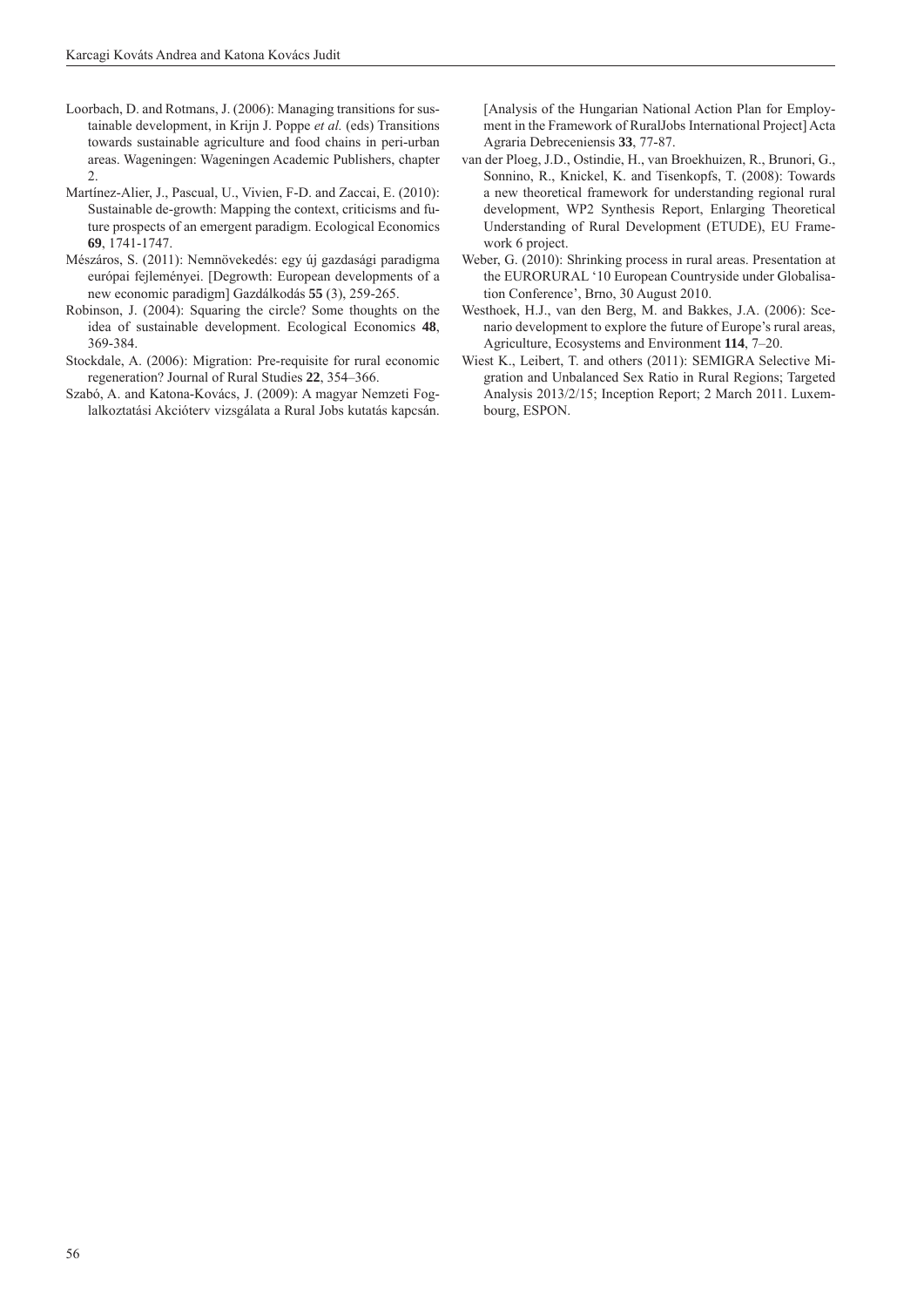Loorbach, D. and Rotmans, J. (2006): Managing transitions for sustainable development, in Krijn J. Poppe *et al.* (eds) Transitions towards sustainable agriculture and food chains in peri-urban areas. Wageningen: Wageningen Academic Publishers, chapter 2.

Martínez-Alier, J., Pascual, U., Vivien, F-D. and Zaccai, E. (2010): Sustainable de-growth: Mapping the context, criticisms and future prospects of an emergent paradigm. Ecological Economics **69**, 1741-1747.

Mészáros, S. (2011): Nemnövekedés: egy új gazdasági paradigma európai fejleményei. [Degrowth: European developments of a new economic paradigm] Gazdálkodás **55** (3), 259-265.

Robinson, J. (2004): Squaring the circle? Some thoughts on the idea of sustainable development. Ecological Economics **48**, 369-384.

Stockdale, A. (2006): Migration: Pre-requisite for rural economic regeneration? Journal of Rural Studies **22**, 354–366.

Szabó, A. and Katona-Kovács, J. (2009): A magyar Nemzeti Foglalkoztatási Akcióterv vizsgálata a Rural Jobs kutatás kapcsán. [Analysis of the Hungarian National Action Plan for Employment in the Framework of RuralJobs International Project] Acta Agraria Debreceniensis **33**, 77-87.

van der Ploeg, J.D., Ostindie, H., van Broekhuizen, R., Brunori, G., Sonnino, R., Knickel, K. and Tisenkopfs, T. (2008): Towards a new theoretical framework for understanding regional rural development, WP2 Synthesis Report, Enlarging Theoretical Understanding of Rural Development (ETUDE), EU Framework 6 project.

Weber, G. (2010): Shrinking process in rural areas. Presentation at the EURORURAL '10 European Countryside under Globalisation Conference', Brno, 30 August 2010.

Westhoek, H.J., van den Berg, M. and Bakkes, J.A. (2006): Scenario development to explore the future of Europe's rural areas, Agriculture, Ecosystems and Environment **114**, 7–20.

Wiest K., Leibert, T. and others (2011): SEMIGRA Selective Migration and Unbalanced Sex Ratio in Rural Regions; Targeted Analysis 2013/2/15; Inception Report; 2 March 2011. Luxembourg, ESPON.